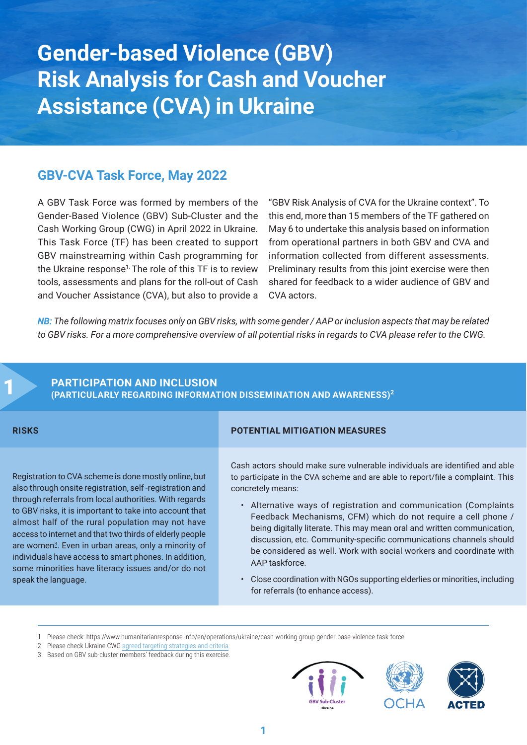# Gender-based Violence (GBV) Risk Analysis for Cash and Voucher Assistance (CVA) in Ukraine

## GBV-CVA Task Force, May 2022

A GBV Task Force was formed by members of the Gender-Based Violence (GBV) Sub-Cluster and the Cash Working Group (CWG) in April 2022 in Ukraine. This Task Force (TF) has been created to support GBV mainstreaming within Cash programming for the Ukraine response[1]. The role of this TF is to review tools, assessments and plans for the roll-out of Cash and Voucher Assistance (CVA), but also to provide a "GBV Risk Analysis of CVA for the Ukraine context". To this end, more than 15 members of the TF gathered on May 6 to undertake this analysis based on information from operational partners in both GBV and CVA and information collected from different assessments. Preliminary results from this joint exercise were then shared for feedback to a wider audience of GBV and CVA actors.

***NB:*** *The following matrix focuses only on GBV risks, with some gender / AAP or inclusion aspects that may be related to GBV risks. For a more comprehensive overview of all potential risks in regards to CVA please refer to the CWG.*

## 1 PARTICIPATION AND INCLUSION (PARTICULARLY REGARDING INFORMATION DISSEMINATION AND AWARENESS)[2]

| RISKS | POTENTIAL MITIGATION MEASURES |
|---|---|
| Registration to CVA scheme is done mostly online, but also through onsite registration, self -registration and through referrals from local authorities. With regards to GBV risks, it is important to take into account that almost half of the rural population may not have access to internet and that two thirds of elderly people are women[3]. Even in urban areas, only a minority of individuals have access to smart phones. In addition, some minorities have literacy issues and/or do not speak the language. | Cash actors should make sure vulnerable individuals are identified and able to participate in the CVA scheme and are able to report/file a complaint. This concretely means:<br>• Alternative ways of registration and communication (Complaints Feedback Mechanisms, CFM) which do not require a cell phone / being digitally literate. This may mean oral and written communication, discussion, etc. Community-specific communications channels should be considered as well. Work with social workers and coordinate with AAP taskforce.<br>• Close coordination with NGOs supporting elderlies or minorities, including for referrals (to enhance access). |

1 Please check: https://www.humanitarianresponse.info/en/operations/ukraine/cash-working-group-gender-base-violence-task-force
2 Please check Ukraine CWG agreed targeting strategies and criteria
3 Based on GBV sub-cluster members' feedback during this exercise.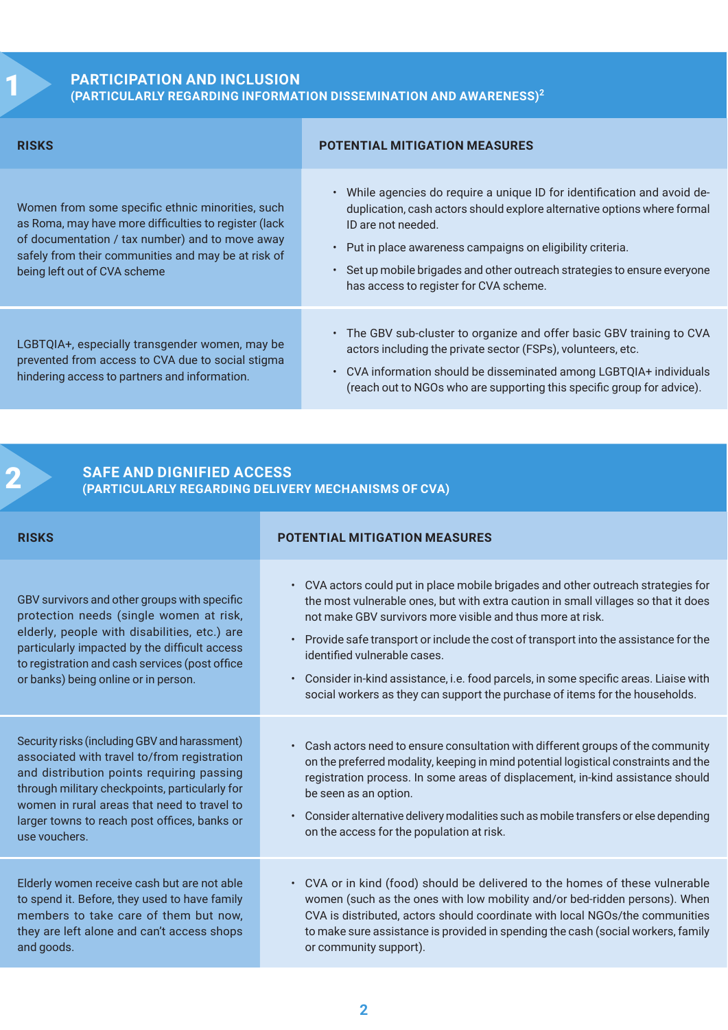## 1 PARTICIPATION AND INCLUSION (PARTICULARLY REGARDING INFORMATION DISSEMINATION AND AWARENESS)[2]

| RISKS | POTENTIAL MITIGATION MEASURES |
|---|---|
| Women from some specific ethnic minorities, such as Roma, may have more difficulties to register (lack of documentation / tax number) and to move away safely from their communities and may be at risk of being left out of CVA scheme | • While agencies do require a unique ID for identification and avoid de-duplication, cash actors should explore alternative options where formal ID are not needed.<br>• Put in place awareness campaigns on eligibility criteria.<br>• Set up mobile brigades and other outreach strategies to ensure everyone has access to register for CVA scheme. |
| LGBTQIA+, especially transgender women, may be prevented from access to CVA due to social stigma hindering access to partners and information. | • The GBV sub-cluster to organize and offer basic GBV training to CVA actors including the private sector (FSPs), volunteers, etc.<br>• CVA information should be disseminated among LGBTQIA+ individuals (reach out to NGOs who are supporting this specific group for advice). |

## 2 SAFE AND DIGNIFIED ACCESS (PARTICULARLY REGARDING DELIVERY MECHANISMS OF CVA)

| RISKS | POTENTIAL MITIGATION MEASURES |
|---|---|
| GBV survivors and other groups with specific protection needs (single women at risk, elderly, people with disabilities, etc.) are particularly impacted by the difficult access to registration and cash services (post office or banks) being online or in person. | • CVA actors could put in place mobile brigades and other outreach strategies for the most vulnerable ones, but with extra caution in small villages so that it does not make GBV survivors more visible and thus more at risk.<br>• Provide safe transport or include the cost of transport into the assistance for the identified vulnerable cases.<br>• Consider in-kind assistance, i.e. food parcels, in some specific areas. Liaise with social workers as they can support the purchase of items for the households. |
| Security risks (including GBV and harassment) associated with travel to/from registration and distribution points requiring passing through military checkpoints, particularly for women in rural areas that need to travel to larger towns to reach post offices, banks or use vouchers. | • Cash actors need to ensure consultation with different groups of the community on the preferred modality, keeping in mind potential logistical constraints and the registration process. In some areas of displacement, in-kind assistance should be seen as an option.<br>• Consider alternative delivery modalities such as mobile transfers or else depending on the access for the population at risk. |
| Elderly women receive cash but are not able to spend it. Before, they used to have family members to take care of them but now, they are left alone and can't access shops and goods. | • CVA or in kind (food) should be delivered to the homes of these vulnerable women (such as the ones with low mobility and/or bed-ridden persons). When CVA is distributed, actors should coordinate with local NGOs/the communities to make sure assistance is provided in spending the cash (social workers, family or community support). |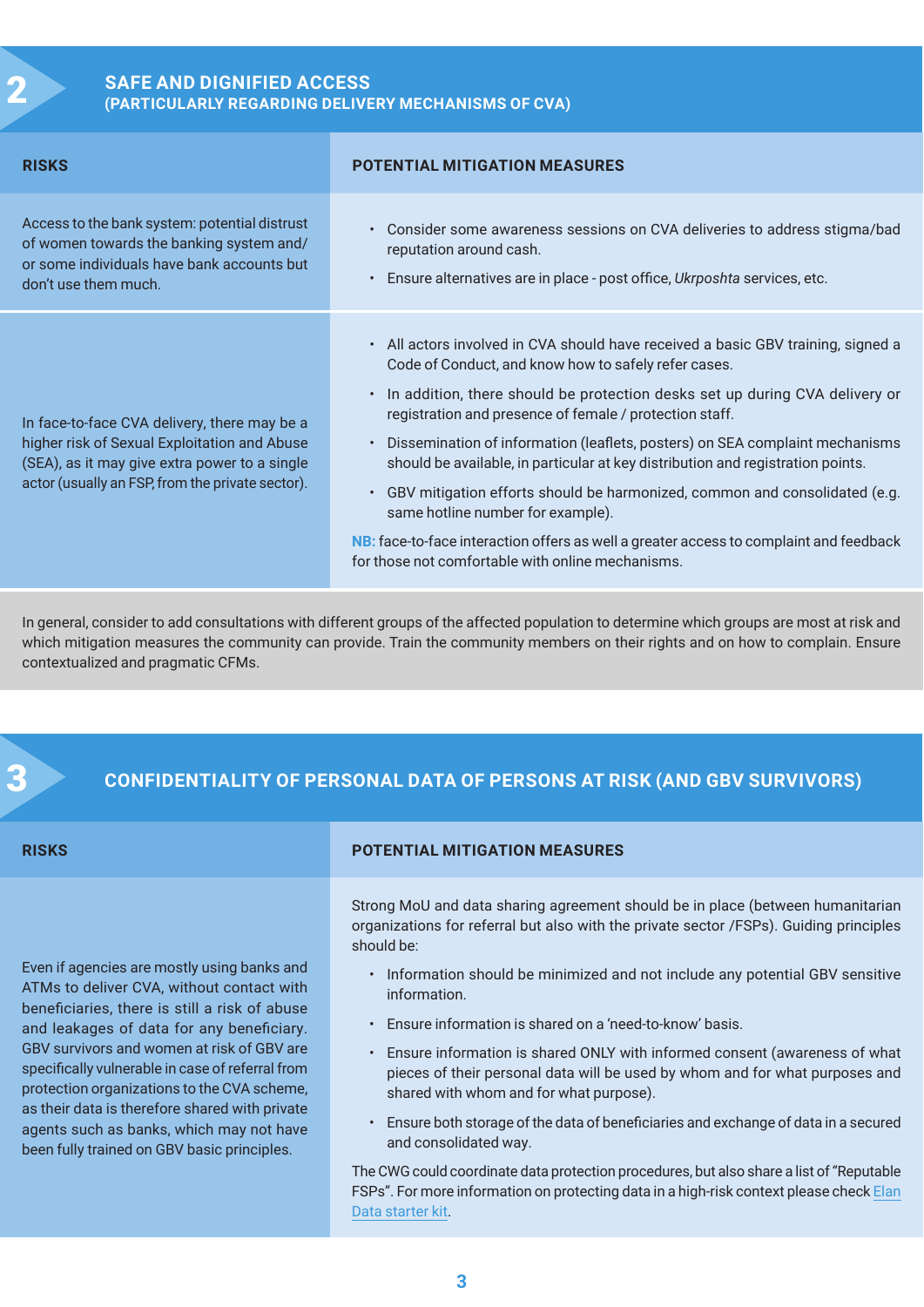## 2 SAFE AND DIGNIFIED ACCESS (PARTICULARLY REGARDING DELIVERY MECHANISMS OF CVA)

| RISKS | POTENTIAL MITIGATION MEASURES |
|---|---|
| Access to the bank system: potential distrust of women towards the banking system and/or some individuals have bank accounts but don't use them much. | • Consider some awareness sessions on CVA deliveries to address stigma/bad reputation around cash.<br>• Ensure alternatives are in place - post office, *Ukrposhta* services, etc. |
| In face-to-face CVA delivery, there may be a higher risk of Sexual Exploitation and Abuse (SEA), as it may give extra power to a single actor (usually an FSP, from the private sector). | • All actors involved in CVA should have received a basic GBV training, signed a Code of Conduct, and know how to safely refer cases.<br>• In addition, there should be protection desks set up during CVA delivery or registration and presence of female / protection staff.<br>• Dissemination of information (leaflets, posters) on SEA complaint mechanisms should be available, in particular at key distribution and registration points.<br>• GBV mitigation efforts should be harmonized, common and consolidated (e.g. same hotline number for example).<br>**NB:** face-to-face interaction offers as well a greater access to complaint and feedback for those not comfortable with online mechanisms. |

In general, consider to add consultations with different groups of the affected population to determine which groups are most at risk and which mitigation measures the community can provide. Train the community members on their rights and on how to complain. Ensure contextualized and pragmatic CFMs.

## 3 CONFIDENTIALITY OF PERSONAL DATA OF PERSONS AT RISK (AND GBV SURVIVORS)

| RISKS | POTENTIAL MITIGATION MEASURES |
|---|---|
| Even if agencies are mostly using banks and ATMs to deliver CVA, without contact with beneficiaries, there is still a risk of abuse and leakages of data for any beneficiary. GBV survivors and women at risk of GBV are specifically vulnerable in case of referral from protection organizations to the CVA scheme, as their data is therefore shared with private agents such as banks, which may not have been fully trained on GBV basic principles. | Strong MoU and data sharing agreement should be in place (between humanitarian organizations for referral but also with the private sector /FSPs). Guiding principles should be:<br>• Information should be minimized and not include any potential GBV sensitive information.<br>• Ensure information is shared on a 'need-to-know' basis.<br>• Ensure information is shared ONLY with informed consent (awareness of what pieces of their personal data will be used by whom and for what purposes and shared with whom and for what purpose).<br>• Ensure both storage of the data of beneficiaries and exchange of data in a secured and consolidated way.<br>The CWG could coordinate data protection procedures, but also share a list of "Reputable FSPs". For more information on protecting data in a high-risk context please check Elan Data starter kit. |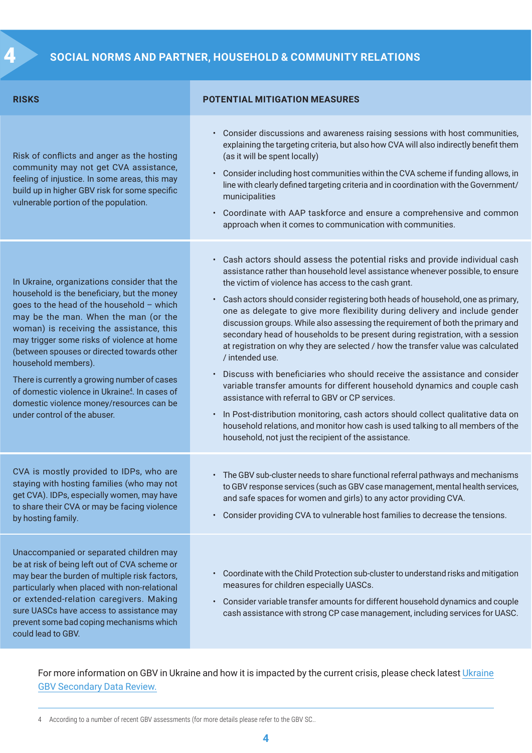## 4 SOCIAL NORMS AND PARTNER, HOUSEHOLD & COMMUNITY RELATIONS

| RISKS | POTENTIAL MITIGATION MEASURES |
|---|---|
| Risk of conflicts and anger as the hosting community may not get CVA assistance, feeling of injustice. In some areas, this may build up in higher GBV risk for some specific vulnerable portion of the population. | • Consider discussions and awareness raising sessions with host communities, explaining the targeting criteria, but also how CVA will also indirectly benefit them (as it will be spent locally)<br>• Consider including host communities within the CVA scheme if funding allows, in line with clearly defined targeting criteria and in coordination with the Government/ municipalities<br>• Coordinate with AAP taskforce and ensure a comprehensive and common approach when it comes to communication with communities. |
| In Ukraine, organizations consider that the household is the beneficiary, but the money goes to the head of the household – which may be the man. When the man (or the woman) is receiving the assistance, this may trigger some risks of violence at home (between spouses or directed towards other household members).<br>There is currently a growing number of cases of domestic violence in Ukraine[4]. In cases of domestic violence money/resources can be under control of the abuser. | • Cash actors should assess the potential risks and provide individual cash assistance rather than household level assistance whenever possible, to ensure the victim of violence has access to the cash grant.<br>• Cash actors should consider registering both heads of household, one as primary, one as delegate to give more flexibility during delivery and include gender discussion groups. While also assessing the requirement of both the primary and secondary head of households to be present during registration, with a session at registration on why they are selected / how the transfer value was calculated / intended use.<br>• Discuss with beneficiaries who should receive the assistance and consider variable transfer amounts for different household dynamics and couple cash assistance with referral to GBV or CP services.<br>• In Post-distribution monitoring, cash actors should collect qualitative data on household relations, and monitor how cash is used talking to all members of the household, not just the recipient of the assistance. |
| CVA is mostly provided to IDPs, who are staying with hosting families (who may not get CVA). IDPs, especially women, may have to share their CVA or may be facing violence by hosting family. | • The GBV sub-cluster needs to share functional referral pathways and mechanisms to GBV response services (such as GBV case management, mental health services, and safe spaces for women and girls) to any actor providing CVA.<br>• Consider providing CVA to vulnerable host families to decrease the tensions. |
| Unaccompanied or separated children may be at risk of being left out of CVA scheme or may bear the burden of multiple risk factors, particularly when placed with non-relational or extended-relation caregivers. Making sure UASCs have access to assistance may prevent some bad coping mechanisms which could lead to GBV. | • Coordinate with the Child Protection sub-cluster to understand risks and mitigation measures for children especially UASCs.<br>• Consider variable transfer amounts for different household dynamics and couple cash assistance with strong CP case management, including services for UASC. |

For more information on GBV in Ukraine and how it is impacted by the current crisis, please check latest [Ukraine GBV Secondary Data Review.]

4 According to a number of recent GBV assessments (for more details please refer to the GBV SC..